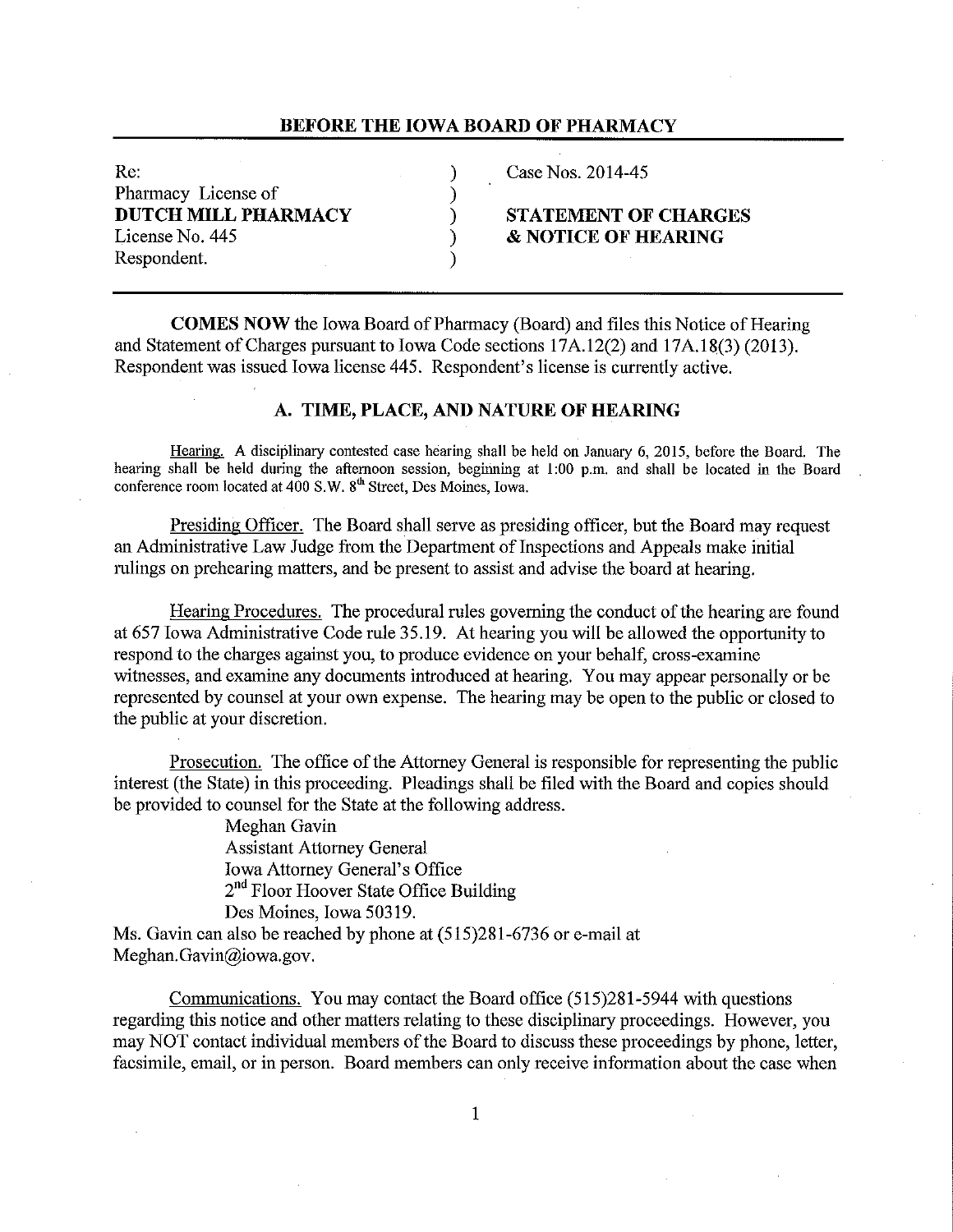## BEFORE THE IOWA BOARD OF PHARMACY

| | | |
|---|---|---|
| Re: | ) | Case Nos. 2014-45 |
| Pharmacy License of | ) | |
| **DUTCH MILL PHARMACY** | ) | **STATEMENT OF CHARGES** |
| License No. 445 | ) | **& NOTICE OF HEARING** |
| Respondent. | ) | |

**COMES NOW** the Iowa Board of Pharmacy (Board) and files this Notice of Hearing and Statement of Charges pursuant to Iowa Code sections 17A.12(2) and 17A.18(3) (2013). Respondent was issued Iowa license 445. Respondent's license is currently active.

### A. TIME, PLACE, AND NATURE OF HEARING

Hearing. A disciplinary contested case hearing shall be held on January 6, 2015, before the Board. The hearing shall be held during the afternoon session, beginning at 1:00 p.m. and shall be located in the Board conference room located at 400 S.W. 8th Street, Des Moines, Iowa.

Presiding Officer. The Board shall serve as presiding officer, but the Board may request an Administrative Law Judge from the Department of Inspections and Appeals make initial rulings on prehearing matters, and be present to assist and advise the board at hearing.

Hearing Procedures. The procedural rules governing the conduct of the hearing are found at 657 Iowa Administrative Code rule 35.19. At hearing you will be allowed the opportunity to respond to the charges against you, to produce evidence on your behalf, cross-examine witnesses, and examine any documents introduced at hearing. You may appear personally or be represented by counsel at your own expense. The hearing may be open to the public or closed to the public at your discretion.

Prosecution. The office of the Attorney General is responsible for representing the public interest (the State) in this proceeding. Pleadings shall be filed with the Board and copies should be provided to counsel for the State at the following address.

Meghan Gavin
Assistant Attorney General
Iowa Attorney General's Office
2nd Floor Hoover State Office Building
Des Moines, Iowa 50319.

Ms. Gavin can also be reached by phone at (515)281-6736 or e-mail at Meghan.Gavin@iowa.gov.

Communications. You may contact the Board office (515)281-5944 with questions regarding this notice and other matters relating to these disciplinary proceedings. However, you may NOT contact individual members of the Board to discuss these proceedings by phone, letter, facsimile, email, or in person. Board members can only receive information about the case when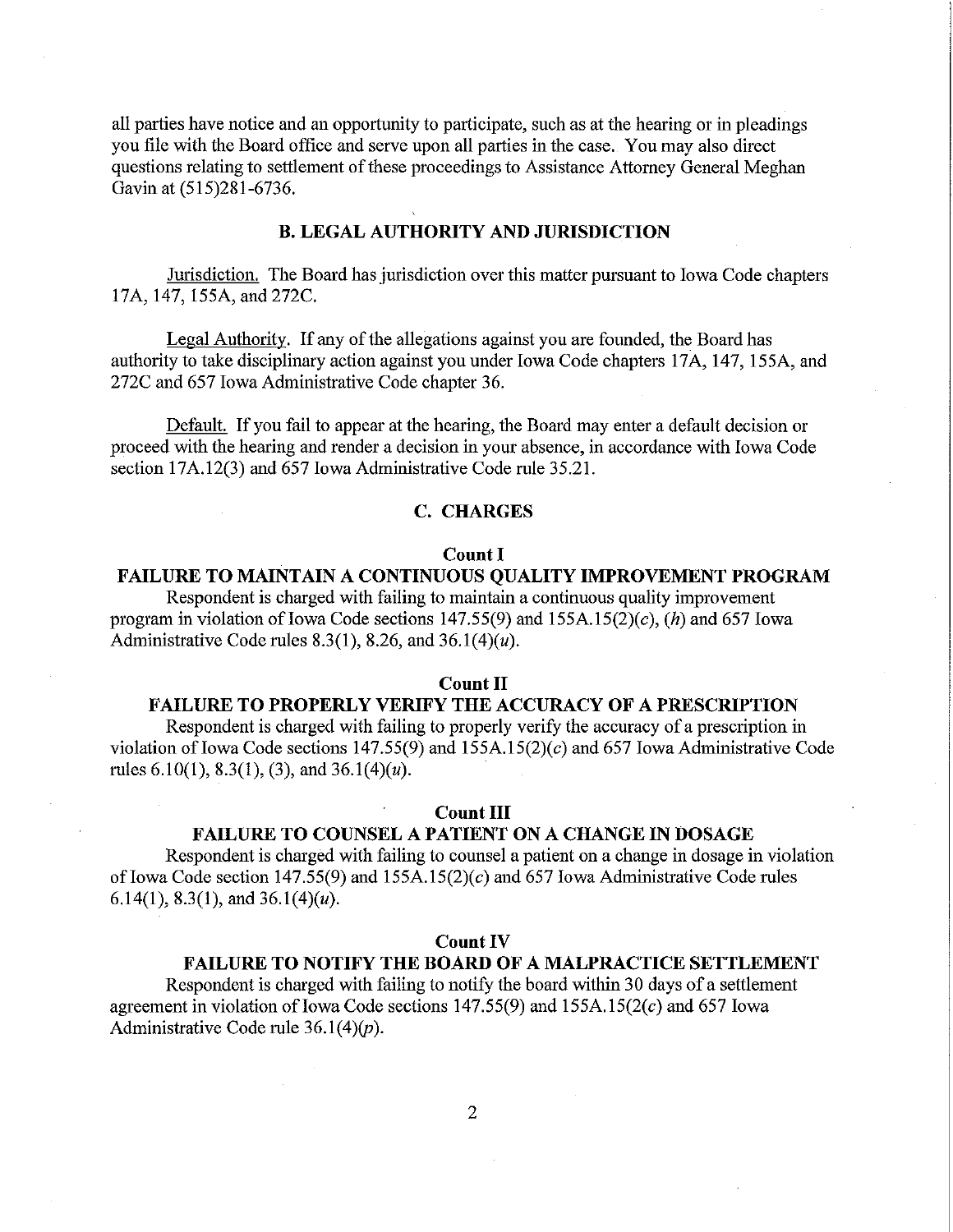all parties have notice and an opportunity to participate, such as at the hearing or in pleadings you file with the Board office and serve upon all parties in the case. You may also direct questions relating to settlement of these proceedings to Assistance Attorney General Meghan Gavin at (515)281-6736.

## B. LEGAL AUTHORITY AND JURISDICTION

Jurisdiction. The Board has jurisdiction over this matter pursuant to Iowa Code chapters 17A, 147, 155A, and 272C.

Legal Authority. If any of the allegations against you are founded, the Board has authority to take disciplinary action against you under Iowa Code chapters 17A, 147, 155A, and 272C and 657 Iowa Administrative Code chapter 36.

Default. If you fail to appear at the hearing, the Board may enter a default decision or proceed with the hearing and render a decision in your absence, in accordance with Iowa Code section 17A.12(3) and 657 Iowa Administrative Code rule 35.21.

## C. CHARGES

### Count I

### FAILURE TO MAINTAIN A CONTINUOUS QUALITY IMPROVEMENT PROGRAM

Respondent is charged with failing to maintain a continuous quality improvement program in violation of Iowa Code sections 147.55(9) and 155A.15(2)(*c*), (*h*) and 657 Iowa Administrative Code rules 8.3(1), 8.26, and 36.1(4)(*u*).

### Count II

### FAILURE TO PROPERLY VERIFY THE ACCURACY OF A PRESCRIPTION

Respondent is charged with failing to properly verify the accuracy of a prescription in violation of Iowa Code sections 147.55(9) and 155A.15(2)(*c*) and 657 Iowa Administrative Code rules 6.10(1), 8.3(1), (3), and 36.1(4)(*u*).

### Count III

### FAILURE TO COUNSEL A PATIENT ON A CHANGE IN DOSAGE

Respondent is charged with failing to counsel a patient on a change in dosage in violation of Iowa Code section 147.55(9) and 155A.15(2)(*c*) and 657 Iowa Administrative Code rules 6.14(1), 8.3(1), and 36.1(4)(*u*).

### Count IV

### FAILURE TO NOTIFY THE BOARD OF A MALPRACTICE SETTLEMENT

Respondent is charged with failing to notify the board within 30 days of a settlement agreement in violation of Iowa Code sections 147.55(9) and 155A.15(2(*c*) and 657 Iowa Administrative Code rule 36.1(4)(*p*).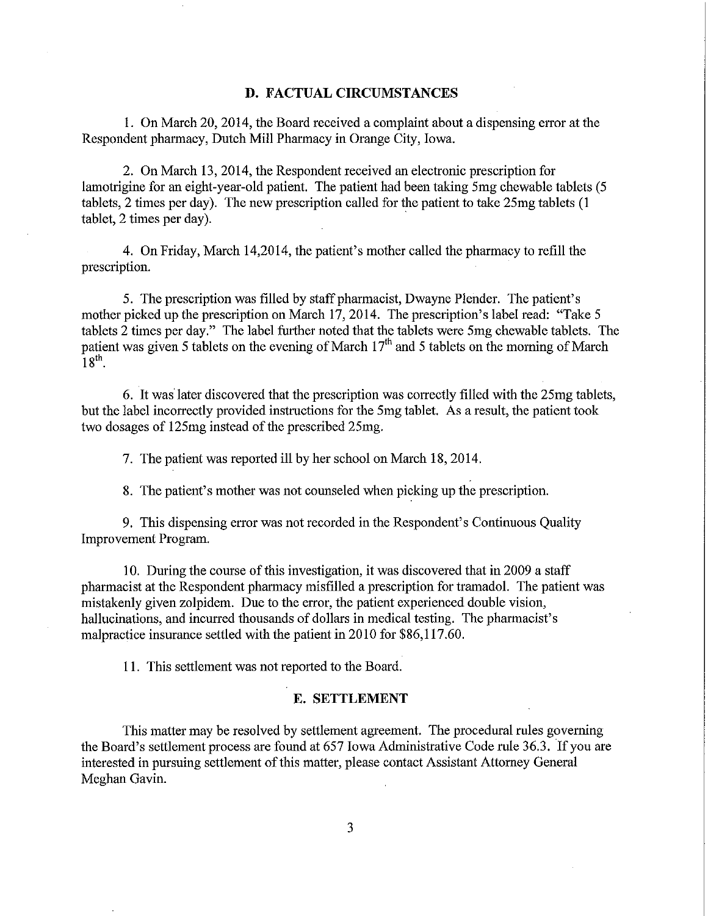## D. FACTUAL CIRCUMSTANCES

1. On March 20, 2014, the Board received a complaint about a dispensing error at the Respondent pharmacy, Dutch Mill Pharmacy in Orange City, Iowa.

2. On March 13, 2014, the Respondent received an electronic prescription for lamotrigine for an eight-year-old patient. The patient had been taking 5mg chewable tablets (5 tablets, 2 times per day). The new prescription called for the patient to take 25mg tablets (1 tablet, 2 times per day).

4. On Friday, March 14,2014, the patient's mother called the pharmacy to refill the prescription.

5. The prescription was filled by staff pharmacist, Dwayne Plender. The patient's mother picked up the prescription on March 17, 2014. The prescription's label read: "Take 5 tablets 2 times per day." The label further noted that the tablets were 5mg chewable tablets. The patient was given 5 tablets on the evening of March 17th and 5 tablets on the morning of March 18th.

6. It was later discovered that the prescription was correctly filled with the 25mg tablets, but the label incorrectly provided instructions for the 5mg tablet. As a result, the patient took two dosages of 125mg instead of the prescribed 25mg.

7. The patient was reported ill by her school on March 18, 2014.

8. The patient's mother was not counseled when picking up the prescription.

9. This dispensing error was not recorded in the Respondent's Continuous Quality Improvement Program.

10. During the course of this investigation, it was discovered that in 2009 a staff pharmacist at the Respondent pharmacy misfilled a prescription for tramadol. The patient was mistakenly given zolpidem. Due to the error, the patient experienced double vision, hallucinations, and incurred thousands of dollars in medical testing. The pharmacist's malpractice insurance settled with the patient in 2010 for $86,117.60.

11. This settlement was not reported to the Board.

## E. SETTLEMENT

This matter may be resolved by settlement agreement. The procedural rules governing the Board's settlement process are found at 657 Iowa Administrative Code rule 36.3. If you are interested in pursuing settlement of this matter, please contact Assistant Attorney General Meghan Gavin.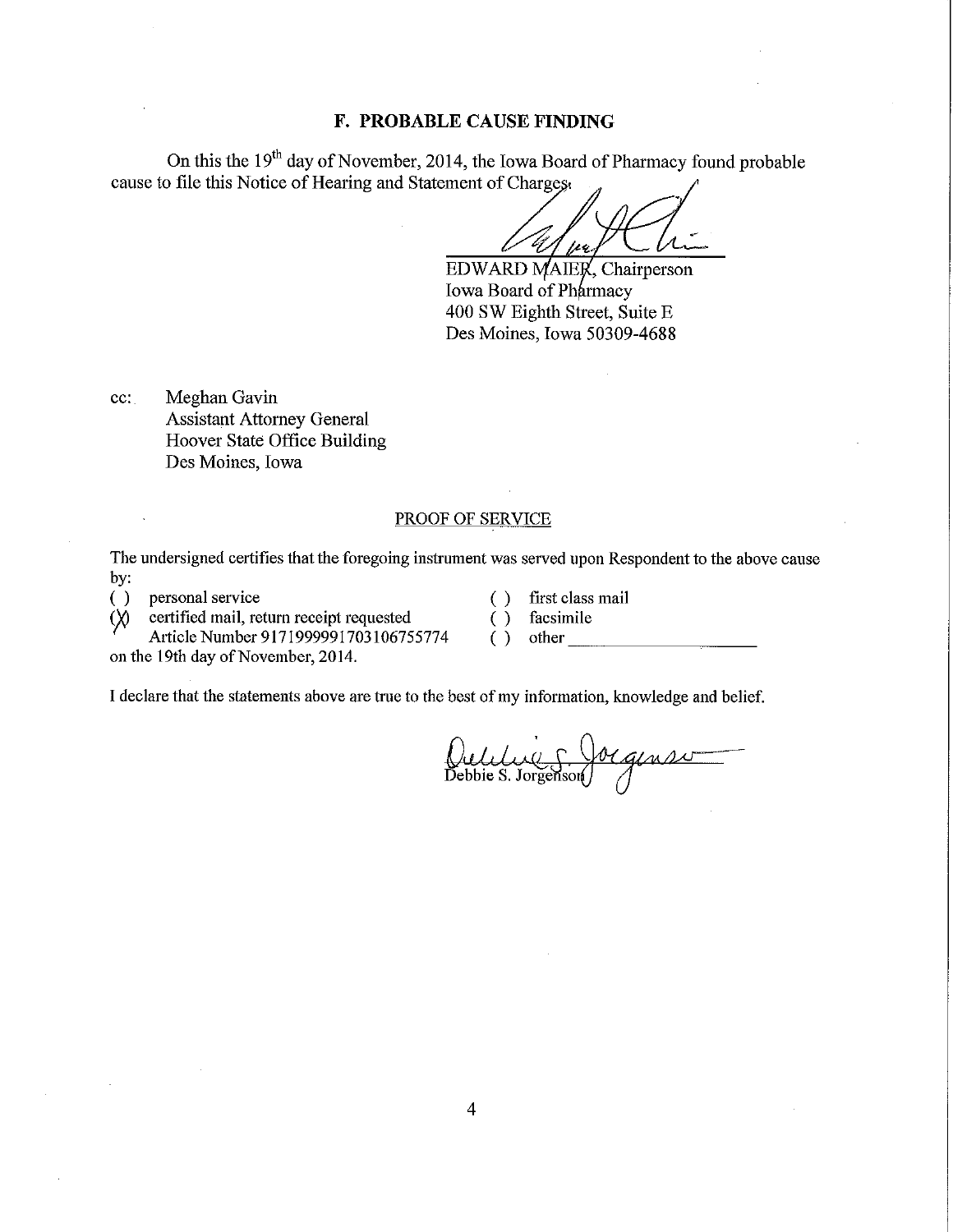### F. PROBABLE CAUSE FINDING

On this the 19th day of November, 2014, the Iowa Board of Pharmacy found probable cause to file this Notice of Hearing and Statement of Charges.

EDWARD MAIER, Chairperson
Iowa Board of Pharmacy
400 SW Eighth Street, Suite E
Des Moines, Iowa 50309-4688

cc: Meghan Gavin
Assistant Attorney General
Hoover State Office Building
Des Moines, Iowa

PROOF OF SERVICE

The undersigned certifies that the foregoing instrument was served upon Respondent to the above cause by:

( ) personal service
(X) certified mail, return receipt requested
Article Number 9171999991703106755774
( ) first class mail
( ) facsimile
( ) other ____________________

on the 19th day of November, 2014.

I declare that the statements above are true to the best of my information, knowledge and belief.

Debbie S. Jorgenson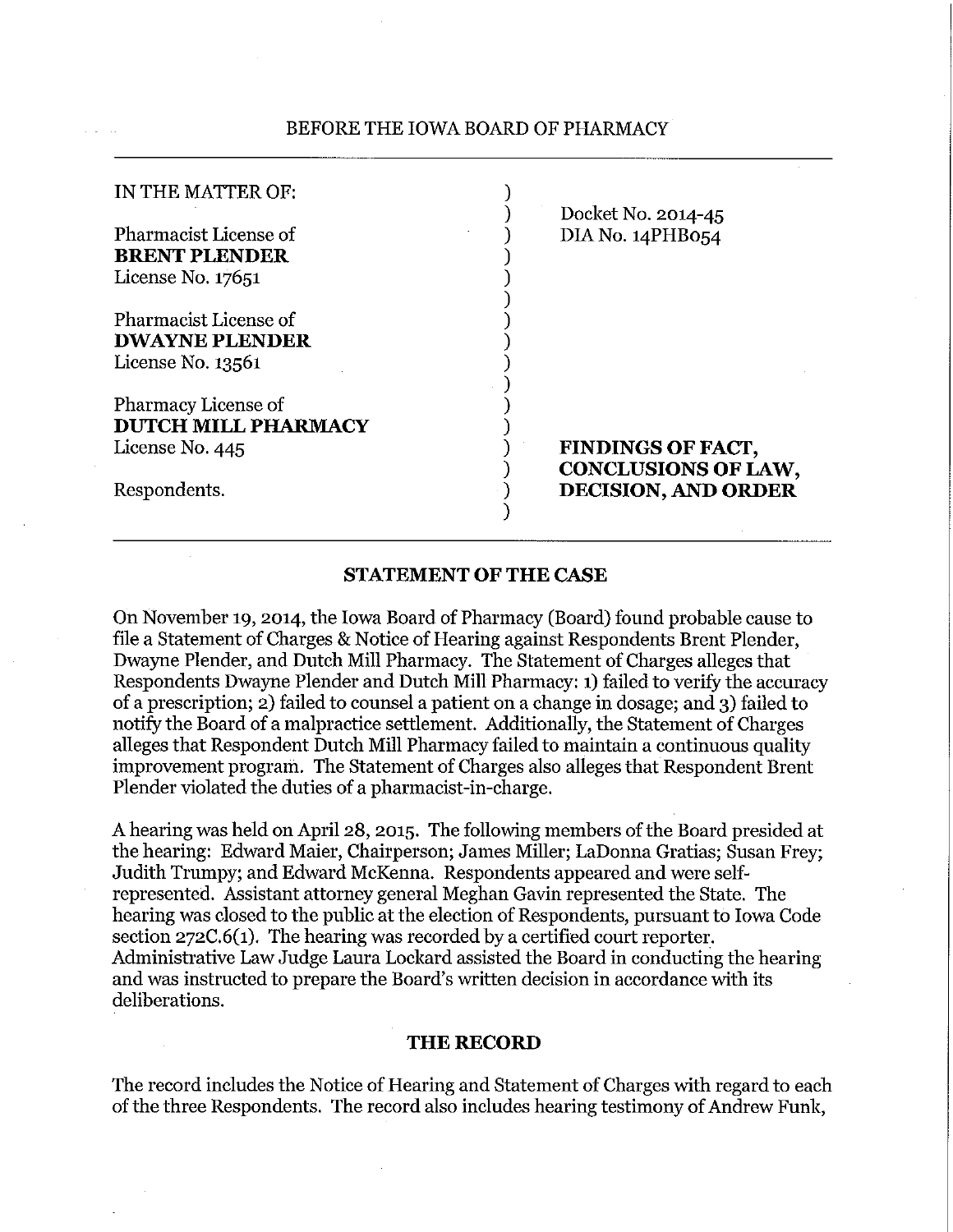BEFORE THE IOWA BOARD OF PHARMACY

| | | |
|---|---|---|
| IN THE MATTER OF: | ) | |
| | ) | Docket No. 2014-45 |
| Pharmacist License of | ) | DIA No. 14PHB054 |
| **BRENT PLENDER** | ) | |
| License No. 17651 | ) | |
| | ) | |
| Pharmacist License of | ) | |
| **DWAYNE PLENDER** | ) | |
| License No. 13561 | ) | |
| | ) | |
| Pharmacy License of | ) | |
| **DUTCH MILL PHARMACY** | ) | |
| License No. 445 | ) | **FINDINGS OF FACT,** |
| | ) | **CONCLUSIONS OF LAW,** |
| Respondents. | ) | **DECISION, AND ORDER** |
| | ) | |

## STATEMENT OF THE CASE

On November 19, 2014, the Iowa Board of Pharmacy (Board) found probable cause to file a Statement of Charges & Notice of Hearing against Respondents Brent Plender, Dwayne Plender, and Dutch Mill Pharmacy. The Statement of Charges alleges that Respondents Dwayne Plender and Dutch Mill Pharmacy: 1) failed to verify the accuracy of a prescription; 2) failed to counsel a patient on a change in dosage; and 3) failed to notify the Board of a malpractice settlement. Additionally, the Statement of Charges alleges that Respondent Dutch Mill Pharmacy failed to maintain a continuous quality improvement program. The Statement of Charges also alleges that Respondent Brent Plender violated the duties of a pharmacist-in-charge.

A hearing was held on April 28, 2015. The following members of the Board presided at the hearing: Edward Maier, Chairperson; James Miller; LaDonna Gratias; Susan Frey; Judith Trumpy; and Edward McKenna. Respondents appeared and were self-represented. Assistant attorney general Meghan Gavin represented the State. The hearing was closed to the public at the election of Respondents, pursuant to Iowa Code section 272C.6(1). The hearing was recorded by a certified court reporter. Administrative Law Judge Laura Lockard assisted the Board in conducting the hearing and was instructed to prepare the Board's written decision in accordance with its deliberations.

## THE RECORD

The record includes the Notice of Hearing and Statement of Charges with regard to each of the three Respondents. The record also includes hearing testimony of Andrew Funk,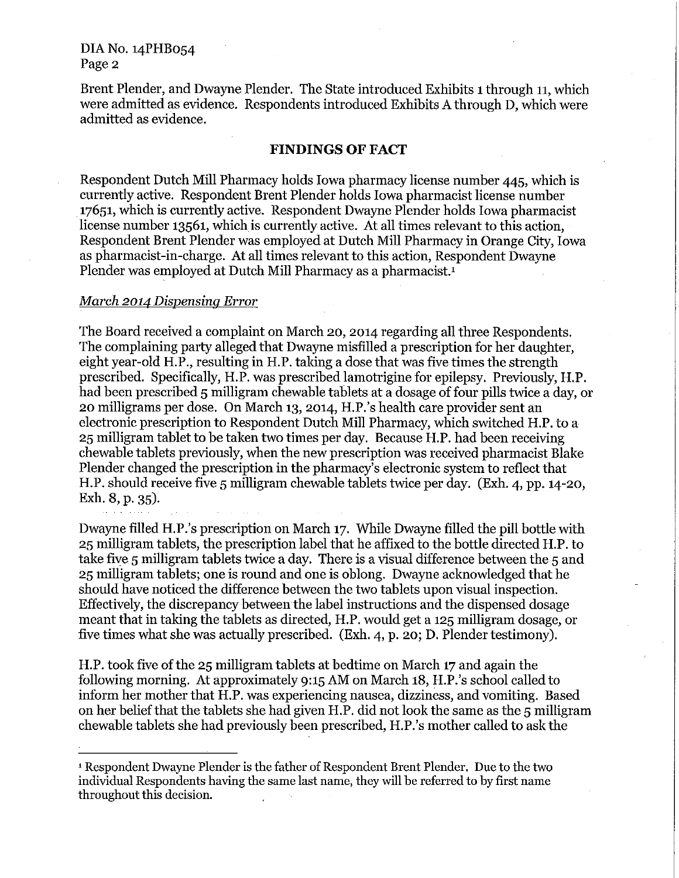Brent Plender, and Dwayne Plender. The State introduced Exhibits 1 through 11, which were admitted as evidence. Respondents introduced Exhibits A through D, which were admitted as evidence.

## FINDINGS OF FACT

Respondent Dutch Mill Pharmacy holds Iowa pharmacy license number 445, which is currently active. Respondent Brent Plender holds Iowa pharmacist license number 17651, which is currently active. Respondent Dwayne Plender holds Iowa pharmacist license number 13561, which is currently active. At all times relevant to this action, Respondent Brent Plender was employed at Dutch Mill Pharmacy in Orange City, Iowa as pharmacist-in-charge. At all times relevant to this action, Respondent Dwayne Plender was employed at Dutch Mill Pharmacy as a pharmacist.[1]

*March 2014 Dispensing Error*

The Board received a complaint on March 20, 2014 regarding all three Respondents. The complaining party alleged that Dwayne misfilled a prescription for her daughter, eight year-old H.P., resulting in H.P. taking a dose that was five times the strength prescribed. Specifically, H.P. was prescribed lamotrigine for epilepsy. Previously, H.P. had been prescribed 5 milligram chewable tablets at a dosage of four pills twice a day, or 20 milligrams per dose. On March 13, 2014, H.P.'s health care provider sent an electronic prescription to Respondent Dutch Mill Pharmacy, which switched H.P. to a 25 milligram tablet to be taken two times per day. Because H.P. had been receiving chewable tablets previously, when the new prescription was received pharmacist Blake Plender changed the prescription in the pharmacy's electronic system to reflect that H.P. should receive five 5 milligram chewable tablets twice per day. (Exh. 4, pp. 14-20, Exh. 8, p. 35).

Dwayne filled H.P.'s prescription on March 17. While Dwayne filled the pill bottle with 25 milligram tablets, the prescription label that he affixed to the bottle directed H.P. to take five 5 milligram tablets twice a day. There is a visual difference between the 5 and 25 milligram tablets; one is round and one is oblong. Dwayne acknowledged that he should have noticed the difference between the two tablets upon visual inspection. Effectively, the discrepancy between the label instructions and the dispensed dosage meant that in taking the tablets as directed, H.P. would get a 125 milligram dosage, or five times what she was actually prescribed. (Exh. 4, p. 20; D. Plender testimony).

H.P. took five of the 25 milligram tablets at bedtime on March 17 and again the following morning. At approximately 9:15 AM on March 18, H.P.'s school called to inform her mother that H.P. was experiencing nausea, dizziness, and vomiting. Based on her belief that the tablets she had given H.P. did not look the same as the 5 milligram chewable tablets she had previously been prescribed, H.P.'s mother called to ask the

---

[1] Respondent Dwayne Plender is the father of Respondent Brent Plender. Due to the two individual Respondents having the same last name, they will be referred to by first name throughout this decision.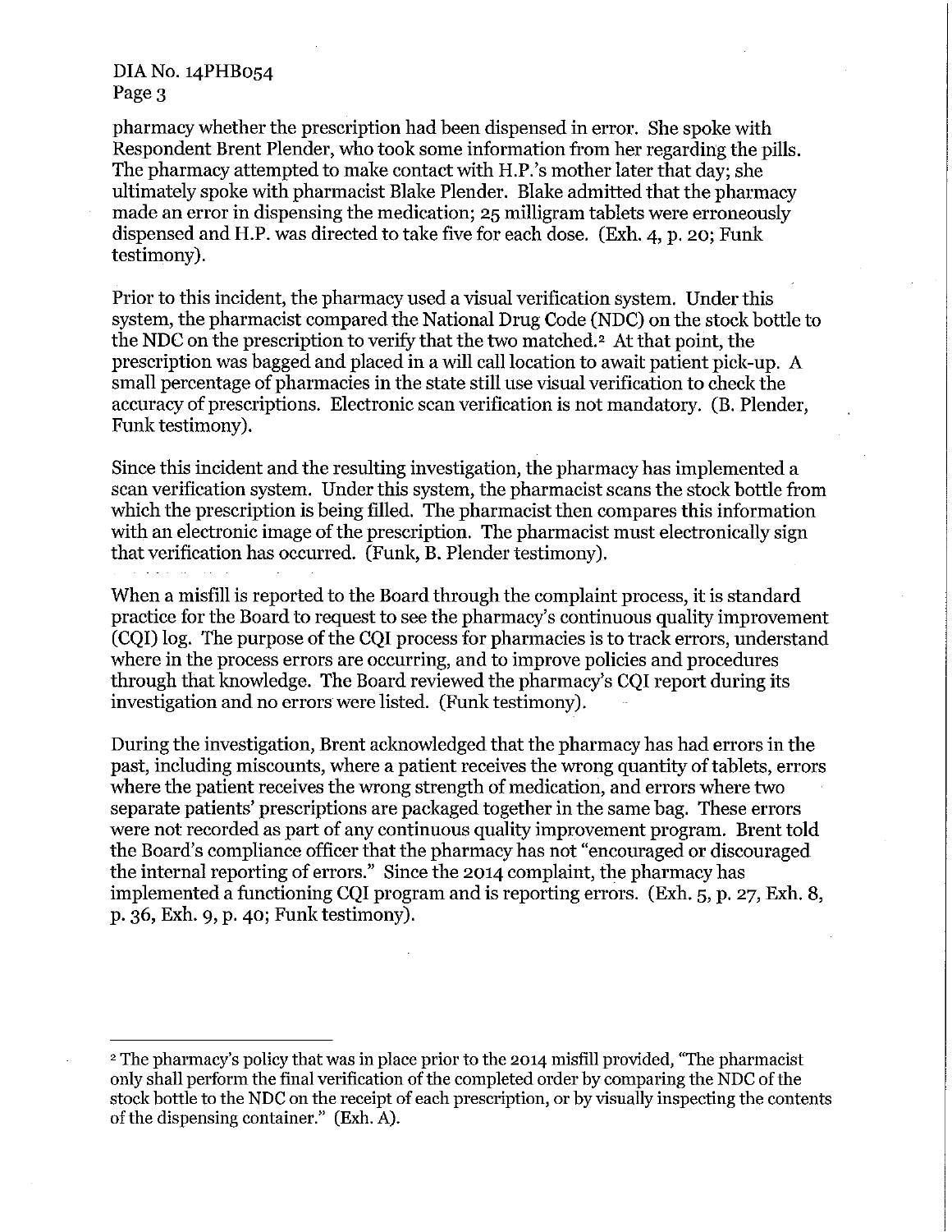pharmacy whether the prescription had been dispensed in error. She spoke with Respondent Brent Plender, who took some information from her regarding the pills. The pharmacy attempted to make contact with H.P.'s mother later that day; she ultimately spoke with pharmacist Blake Plender. Blake admitted that the pharmacy made an error in dispensing the medication; 25 milligram tablets were erroneously dispensed and H.P. was directed to take five for each dose. (Exh. 4, p. 20; Funk testimony).

Prior to this incident, the pharmacy used a visual verification system. Under this system, the pharmacist compared the National Drug Code (NDC) on the stock bottle to the NDC on the prescription to verify that the two matched.[2] At that point, the prescription was bagged and placed in a will call location to await patient pick-up. A small percentage of pharmacies in the state still use visual verification to check the accuracy of prescriptions. Electronic scan verification is not mandatory. (B. Plender, Funk testimony).

Since this incident and the resulting investigation, the pharmacy has implemented a scan verification system. Under this system, the pharmacist scans the stock bottle from which the prescription is being filled. The pharmacist then compares this information with an electronic image of the prescription. The pharmacist must electronically sign that verification has occurred. (Funk, B. Plender testimony).

When a misfill is reported to the Board through the complaint process, it is standard practice for the Board to request to see the pharmacy's continuous quality improvement (CQI) log. The purpose of the CQI process for pharmacies is to track errors, understand where in the process errors are occurring, and to improve policies and procedures through that knowledge. The Board reviewed the pharmacy's CQI report during its investigation and no errors were listed. (Funk testimony).

During the investigation, Brent acknowledged that the pharmacy has had errors in the past, including miscounts, where a patient receives the wrong quantity of tablets, errors where the patient receives the wrong strength of medication, and errors where two separate patients' prescriptions are packaged together in the same bag. These errors were not recorded as part of any continuous quality improvement program. Brent told the Board's compliance officer that the pharmacy has not "encouraged or discouraged the internal reporting of errors." Since the 2014 complaint, the pharmacy has implemented a functioning CQI program and is reporting errors. (Exh. 5, p. 27, Exh. 8, p. 36, Exh. 9, p. 40; Funk testimony).

---

[2] The pharmacy's policy that was in place prior to the 2014 misfill provided, "The pharmacist only shall perform the final verification of the completed order by comparing the NDC of the stock bottle to the NDC on the receipt of each prescription, or by visually inspecting the contents of the dispensing container." (Exh. A).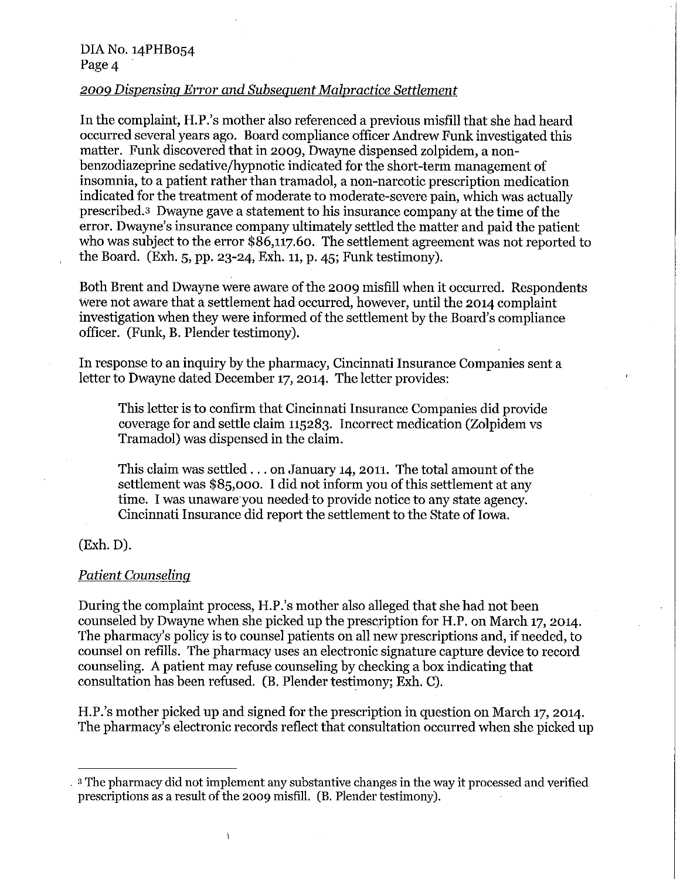*2009 Dispensing Error and Subsequent Malpractice Settlement*

In the complaint, H.P.'s mother also referenced a previous misfill that she had heard occurred several years ago. Board compliance officer Andrew Funk investigated this matter. Funk discovered that in 2009, Dwayne dispensed zolpidem, a non-benzodiazeprine sedative/hypnotic indicated for the short-term management of insomnia, to a patient rather than tramadol, a non-narcotic prescription medication indicated for the treatment of moderate to moderate-severe pain, which was actually prescribed.[3] Dwayne gave a statement to his insurance company at the time of the error. Dwayne's insurance company ultimately settled the matter and paid the patient who was subject to the error $86,117.60. The settlement agreement was not reported to the Board. (Exh. 5, pp. 23-24, Exh. 11, p. 45; Funk testimony).

Both Brent and Dwayne were aware of the 2009 misfill when it occurred. Respondents were not aware that a settlement had occurred, however, until the 2014 complaint investigation when they were informed of the settlement by the Board's compliance officer. (Funk, B. Plender testimony).

In response to an inquiry by the pharmacy, Cincinnati Insurance Companies sent a letter to Dwayne dated December 17, 2014. The letter provides:

> This letter is to confirm that Cincinnati Insurance Companies did provide coverage for and settle claim 115283. Incorrect medication (Zolpidem vs Tramadol) was dispensed in the claim.
>
> This claim was settled . . . on January 14, 2011. The total amount of the settlement was $85,000. I did not inform you of this settlement at any time. I was unaware you needed to provide notice to any state agency. Cincinnati Insurance did report the settlement to the State of Iowa.

(Exh. D).

*Patient Counseling*

During the complaint process, H.P.'s mother also alleged that she had not been counseled by Dwayne when she picked up the prescription for H.P. on March 17, 2014. The pharmacy's policy is to counsel patients on all new prescriptions and, if needed, to counsel on refills. The pharmacy uses an electronic signature capture device to record counseling. A patient may refuse counseling by checking a box indicating that consultation has been refused. (B. Plender testimony; Exh. C).

H.P.'s mother picked up and signed for the prescription in question on March 17, 2014. The pharmacy's electronic records reflect that consultation occurred when she picked up

---

[3] The pharmacy did not implement any substantive changes in the way it processed and verified prescriptions as a result of the 2009 misfill. (B. Plender testimony).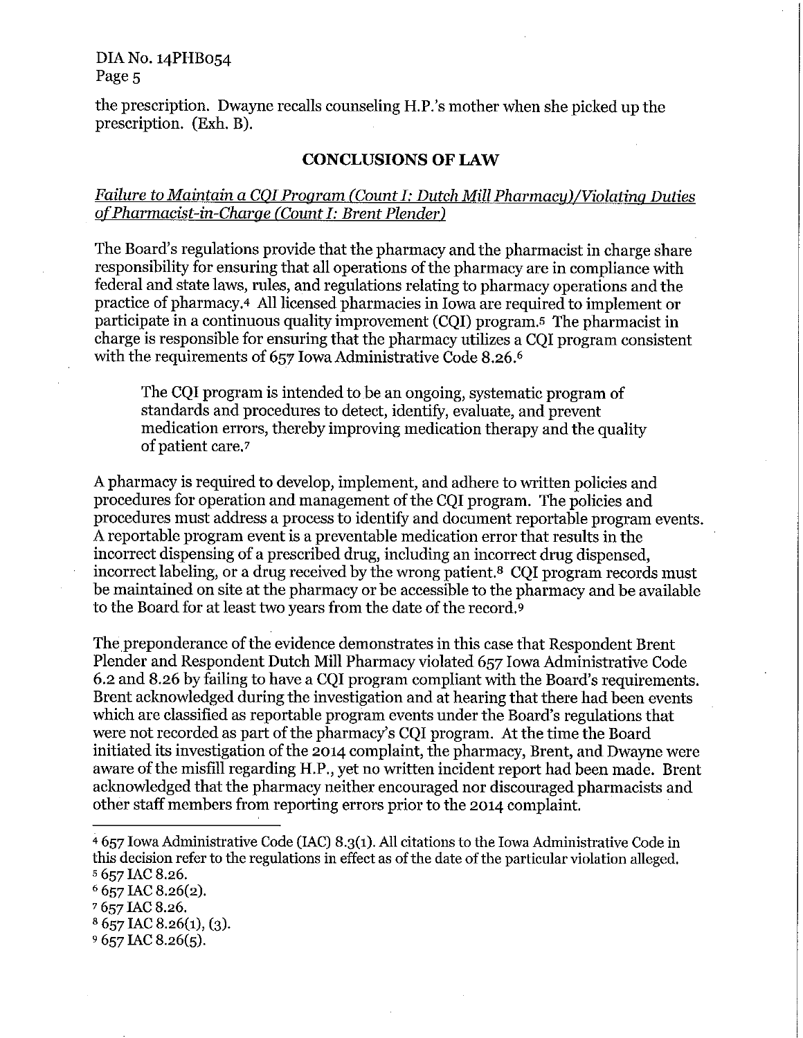the prescription. Dwayne recalls counseling H.P.'s mother when she picked up the prescription. (Exh. B).

## CONCLUSIONS OF LAW

*Failure to Maintain a CQI Program (Count I: Dutch Mill Pharmacy)/Violating Duties of Pharmacist-in-Charge (Count I: Brent Plender)*

The Board's regulations provide that the pharmacy and the pharmacist in charge share responsibility for ensuring that all operations of the pharmacy are in compliance with federal and state laws, rules, and regulations relating to pharmacy operations and the practice of pharmacy.[4] All licensed pharmacies in Iowa are required to implement or participate in a continuous quality improvement (CQI) program.[5] The pharmacist in charge is responsible for ensuring that the pharmacy utilizes a CQI program consistent with the requirements of 657 Iowa Administrative Code 8.26.[6]

> The CQI program is intended to be an ongoing, systematic program of standards and procedures to detect, identify, evaluate, and prevent medication errors, thereby improving medication therapy and the quality of patient care.[7]

A pharmacy is required to develop, implement, and adhere to written policies and procedures for operation and management of the CQI program. The policies and procedures must address a process to identify and document reportable program events. A reportable program event is a preventable medication error that results in the incorrect dispensing of a prescribed drug, including an incorrect drug dispensed, incorrect labeling, or a drug received by the wrong patient.[8] CQI program records must be maintained on site at the pharmacy or be accessible to the pharmacy and be available to the Board for at least two years from the date of the record.[9]

The preponderance of the evidence demonstrates in this case that Respondent Brent Plender and Respondent Dutch Mill Pharmacy violated 657 Iowa Administrative Code 6.2 and 8.26 by failing to have a CQI program compliant with the Board's requirements. Brent acknowledged during the investigation and at hearing that there had been events which are classified as reportable program events under the Board's regulations that were not recorded as part of the pharmacy's CQI program. At the time the Board initiated its investigation of the 2014 complaint, the pharmacy, Brent, and Dwayne were aware of the misfill regarding H.P., yet no written incident report had been made. Brent acknowledged that the pharmacy neither encouraged nor discouraged pharmacists and other staff members from reporting errors prior to the 2014 complaint.

---

[4] 657 Iowa Administrative Code (IAC) 8.3(1). All citations to the Iowa Administrative Code in this decision refer to the regulations in effect as of the date of the particular violation alleged.

[5] 657 IAC 8.26.

[6] 657 IAC 8.26(2).

[7] 657 IAC 8.26.

[8] 657 IAC 8.26(1), (3).

[9] 657 IAC 8.26(5).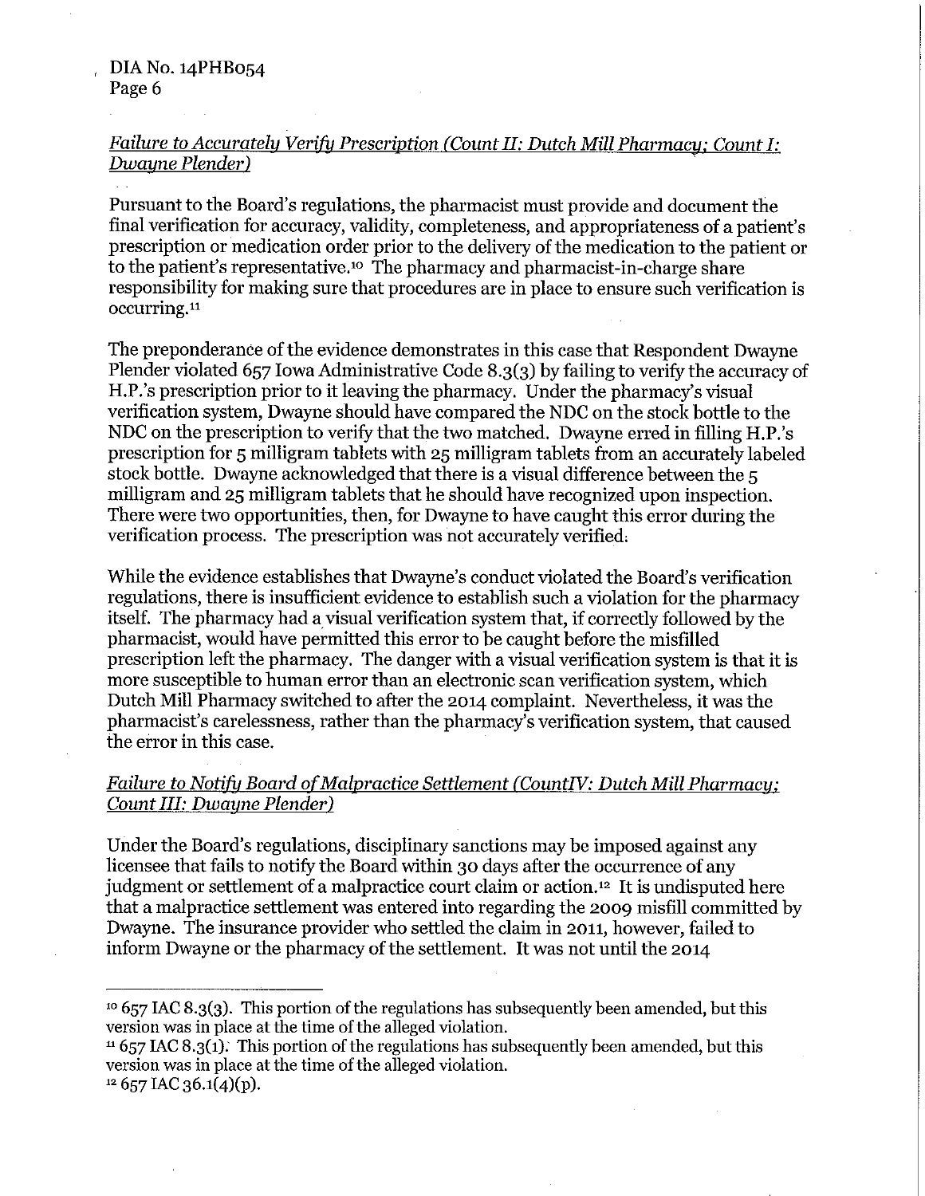*Failure to Accurately Verify Prescription (Count II: Dutch Mill Pharmacy; Count I: Dwayne Plender)*

Pursuant to the Board's regulations, the pharmacist must provide and document the final verification for accuracy, validity, completeness, and appropriateness of a patient's prescription or medication order prior to the delivery of the medication to the patient or to the patient's representative.[10] The pharmacy and pharmacist-in-charge share responsibility for making sure that procedures are in place to ensure such verification is occurring.[11]

The preponderance of the evidence demonstrates in this case that Respondent Dwayne Plender violated 657 Iowa Administrative Code 8.3(3) by failing to verify the accuracy of H.P.'s prescription prior to it leaving the pharmacy. Under the pharmacy's visual verification system, Dwayne should have compared the NDC on the stock bottle to the NDC on the prescription to verify that the two matched. Dwayne erred in filling H.P.'s prescription for 5 milligram tablets with 25 milligram tablets from an accurately labeled stock bottle. Dwayne acknowledged that there is a visual difference between the 5 milligram and 25 milligram tablets that he should have recognized upon inspection. There were two opportunities, then, for Dwayne to have caught this error during the verification process. The prescription was not accurately verified.

While the evidence establishes that Dwayne's conduct violated the Board's verification regulations, there is insufficient evidence to establish such a violation for the pharmacy itself. The pharmacy had a visual verification system that, if correctly followed by the pharmacist, would have permitted this error to be caught before the misfilled prescription left the pharmacy. The danger with a visual verification system is that it is more susceptible to human error than an electronic scan verification system, which Dutch Mill Pharmacy switched to after the 2014 complaint. Nevertheless, it was the pharmacist's carelessness, rather than the pharmacy's verification system, that caused the error in this case.

*Failure to Notify Board of Malpractice Settlement (Count IV: Dutch Mill Pharmacy; Count III: Dwayne Plender)*

Under the Board's regulations, disciplinary sanctions may be imposed against any licensee that fails to notify the Board within 30 days after the occurrence of any judgment or settlement of a malpractice court claim or action.[12] It is undisputed here that a malpractice settlement was entered into regarding the 2009 misfill committed by Dwayne. The insurance provider who settled the claim in 2011, however, failed to inform Dwayne or the pharmacy of the settlement. It was not until the 2014

---

[10] 657 IAC 8.3(3). This portion of the regulations has subsequently been amended, but this version was in place at the time of the alleged violation.

[11] 657 IAC 8.3(1). This portion of the regulations has subsequently been amended, but this version was in place at the time of the alleged violation.

[12] 657 IAC 36.1(4)(p).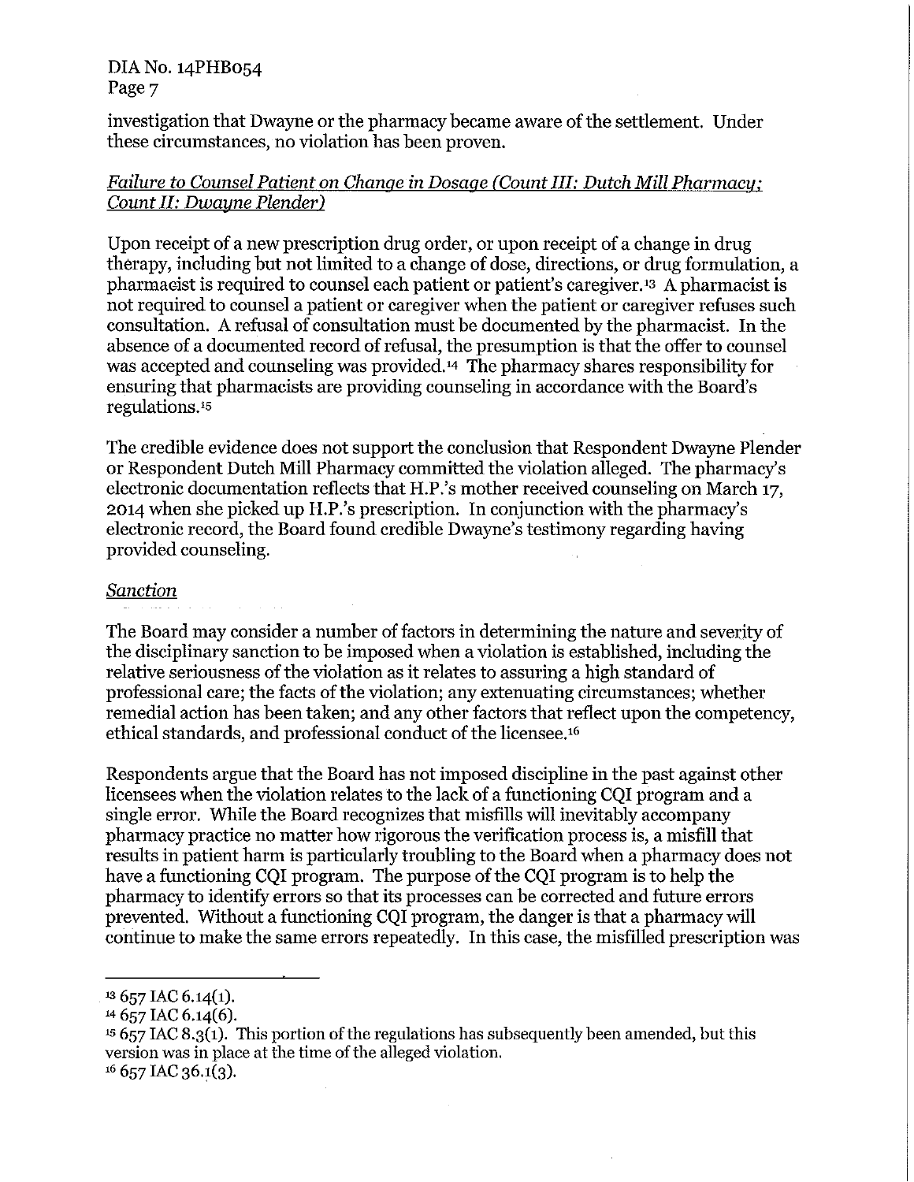investigation that Dwayne or the pharmacy became aware of the settlement. Under these circumstances, no violation has been proven.

*Failure to Counsel Patient on Change in Dosage (Count III: Dutch Mill Pharmacy; Count II: Dwayne Plender)*

Upon receipt of a new prescription drug order, or upon receipt of a change in drug therapy, including but not limited to a change of dose, directions, or drug formulation, a pharmacist is required to counsel each patient or patient's caregiver.[13] A pharmacist is not required to counsel a patient or caregiver when the patient or caregiver refuses such consultation. A refusal of consultation must be documented by the pharmacist. In the absence of a documented record of refusal, the presumption is that the offer to counsel was accepted and counseling was provided.[14] The pharmacy shares responsibility for ensuring that pharmacists are providing counseling in accordance with the Board's regulations.[15]

The credible evidence does not support the conclusion that Respondent Dwayne Plender or Respondent Dutch Mill Pharmacy committed the violation alleged. The pharmacy's electronic documentation reflects that H.P.'s mother received counseling on March 17, 2014 when she picked up H.P.'s prescription. In conjunction with the pharmacy's electronic record, the Board found credible Dwayne's testimony regarding having provided counseling.

*Sanction*

The Board may consider a number of factors in determining the nature and severity of the disciplinary sanction to be imposed when a violation is established, including the relative seriousness of the violation as it relates to assuring a high standard of professional care; the facts of the violation; any extenuating circumstances; whether remedial action has been taken; and any other factors that reflect upon the competency, ethical standards, and professional conduct of the licensee.[16]

Respondents argue that the Board has not imposed discipline in the past against other licensees when the violation relates to the lack of a functioning CQI program and a single error. While the Board recognizes that misfills will inevitably accompany pharmacy practice no matter how rigorous the verification process is, a misfill that results in patient harm is particularly troubling to the Board when a pharmacy does not have a functioning CQI program. The purpose of the CQI program is to help the pharmacy to identify errors so that its processes can be corrected and future errors prevented. Without a functioning CQI program, the danger is that a pharmacy will continue to make the same errors repeatedly. In this case, the misfilled prescription was

---

[13] 657 IAC 6.14(1).

[14] 657 IAC 6.14(6).

[15] 657 IAC 8.3(1). This portion of the regulations has subsequently been amended, but this version was in place at the time of the alleged violation.

[16] 657 IAC 36.1(3).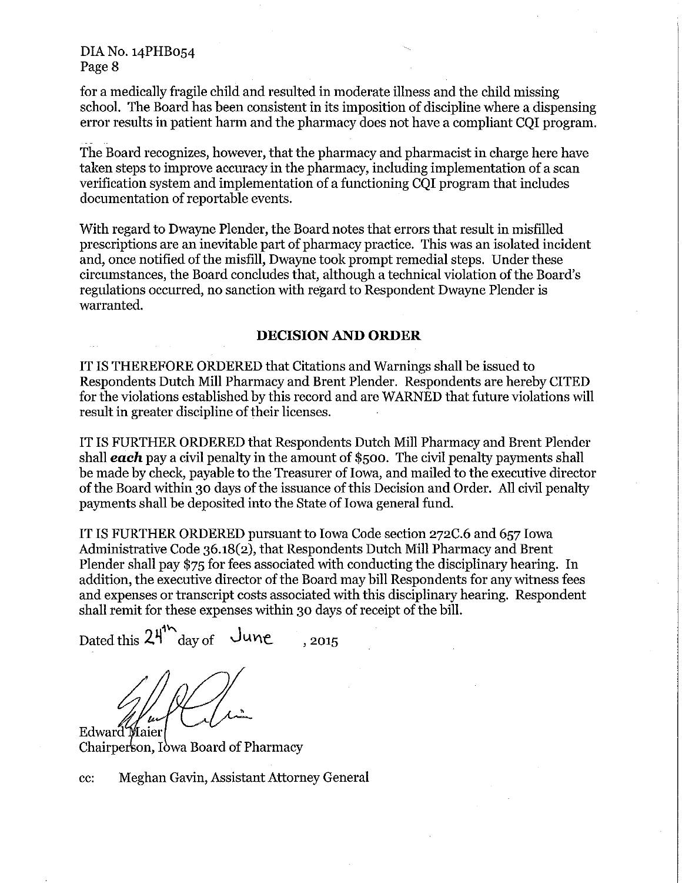for a medically fragile child and resulted in moderate illness and the child missing school. The Board has been consistent in its imposition of discipline where a dispensing error results in patient harm and the pharmacy does not have a compliant CQI program.

The Board recognizes, however, that the pharmacy and pharmacist in charge here have taken steps to improve accuracy in the pharmacy, including implementation of a scan verification system and implementation of a functioning CQI program that includes documentation of reportable events.

With regard to Dwayne Plender, the Board notes that errors that result in misfilled prescriptions are an inevitable part of pharmacy practice. This was an isolated incident and, once notified of the misfill, Dwayne took prompt remedial steps. Under these circumstances, the Board concludes that, although a technical violation of the Board's regulations occurred, no sanction with regard to Respondent Dwayne Plender is warranted.

## DECISION AND ORDER

IT IS THEREFORE ORDERED that Citations and Warnings shall be issued to Respondents Dutch Mill Pharmacy and Brent Plender. Respondents are hereby CITED for the violations established by this record and are WARNED that future violations will result in greater discipline of their licenses.

IT IS FURTHER ORDERED that Respondents Dutch Mill Pharmacy and Brent Plender shall ***each*** pay a civil penalty in the amount of $500. The civil penalty payments shall be made by check, payable to the Treasurer of Iowa, and mailed to the executive director of the Board within 30 days of the issuance of this Decision and Order. All civil penalty payments shall be deposited into the State of Iowa general fund.

IT IS FURTHER ORDERED pursuant to Iowa Code section 272C.6 and 657 Iowa Administrative Code 36.18(2), that Respondents Dutch Mill Pharmacy and Brent Plender shall pay $75 for fees associated with conducting the disciplinary hearing. In addition, the executive director of the Board may bill Respondents for any witness fees and expenses or transcript costs associated with this disciplinary hearing. Respondent shall remit for these expenses within 30 days of receipt of the bill.

Dated this 24th day of June, 2015

Edward Maier
Chairperson, Iowa Board of Pharmacy

cc: Meghan Gavin, Assistant Attorney General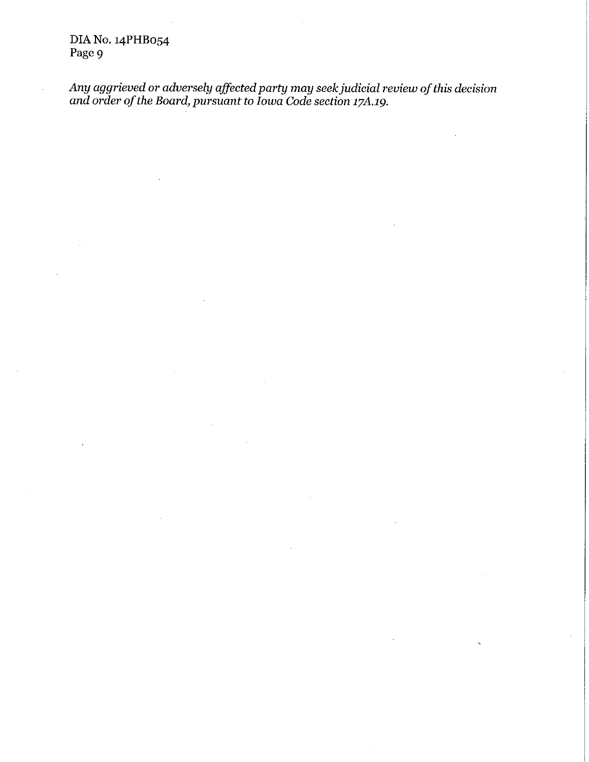*Any aggrieved or adversely affected party may seek judicial review of this decision and order of the Board, pursuant to Iowa Code section 17A.19.*